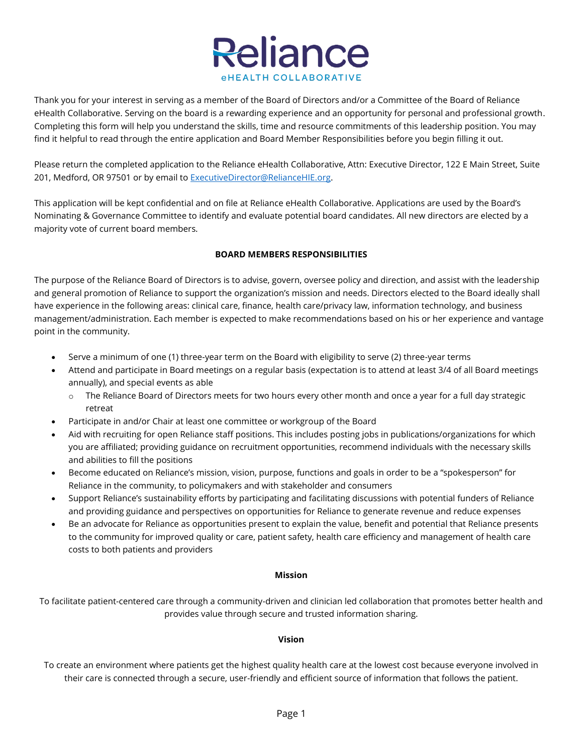# Reliance

eHEALTH COLLABORATIVE

Thank you for your interest in serving as a member of the Board of Directors and/or a Committee of the Board of Reliance eHealth Collaborative. Serving on the board is a rewarding experience and an opportunity for personal and professional growth. Completing this form will help you understand the skills, time and resource commitments of this leadership position. You may find it helpful to read through the entire application and Board Member Responsibilities before you begin filling it out.

Please return the completed application to the Reliance eHealth Collaborative, Attn: Executive Director, 122 E Main Street, Suite 201, Medford, OR 97501 or by email to ExecutiveDirector@RelianceHIE.org.

This application will be kept confidential and on file at Reliance eHealth Collaborative. Applications are used by the Board's Nominating & Governance Committee to identify and evaluate potential board candidates. All new directors are elected by a majority vote of current board members.

## BOARD MEMBERS RESPONSIBILITIES

The purpose of the Reliance Board of Directors is to advise, govern, oversee policy and direction, and assist with the leadership and general promotion of Reliance to support the organization's mission and needs. Directors elected to the Board ideally shall have experience in the following areas: clinical care, finance, health care/privacy law, information technology, and business management/administration. Each member is expected to make recommendations based on his or her experience and vantage point in the community.

- Serve a minimum of one (1) three-year term on the Board with eligibility to serve (2) three-year terms
- Attend and participate in Board meetings on a regular basis (expectation is to attend at least 3/4 of all Board meetings annually), and special events as able
  - The Reliance Board of Directors meets for two hours every other month and once a year for a full day strategic retreat
- Participate in and/or Chair at least one committee or workgroup of the Board
- Aid with recruiting for open Reliance staff positions. This includes posting jobs in publications/organizations for which you are affiliated; providing guidance on recruitment opportunities, recommend individuals with the necessary skills and abilities to fill the positions
- Become educated on Reliance's mission, vision, purpose, functions and goals in order to be a "spokesperson" for Reliance in the community, to policymakers and with stakeholder and consumers
- Support Reliance's sustainability efforts by participating and facilitating discussions with potential funders of Reliance and providing guidance and perspectives on opportunities for Reliance to generate revenue and reduce expenses
- Be an advocate for Reliance as opportunities present to explain the value, benefit and potential that Reliance presents to the community for improved quality or care, patient safety, health care efficiency and management of health care costs to both patients and providers

## Mission

To facilitate patient-centered care through a community-driven and clinician led collaboration that promotes better health and provides value through secure and trusted information sharing.

## Vision

To create an environment where patients get the highest quality health care at the lowest cost because everyone involved in their care is connected through a secure, user-friendly and efficient source of information that follows the patient.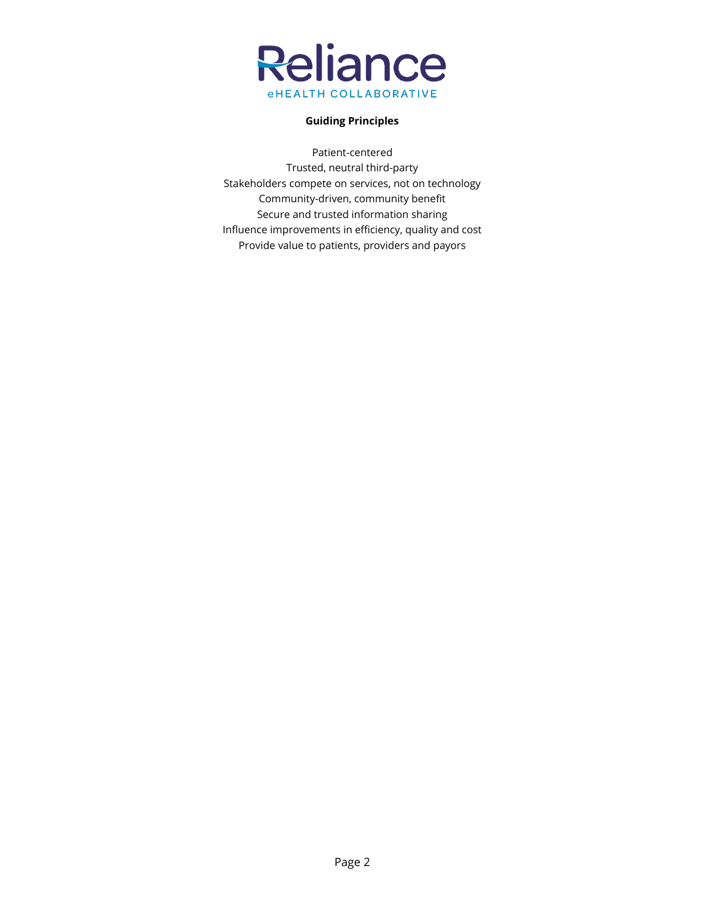Reliance

eHEALTH COLLABORATIVE

**Guiding Principles**

Patient-centered
Trusted, neutral third-party
Stakeholders compete on services, not on technology
Community-driven, community benefit
Secure and trusted information sharing
Influence improvements in efficiency, quality and cost
Provide value to patients, providers and payors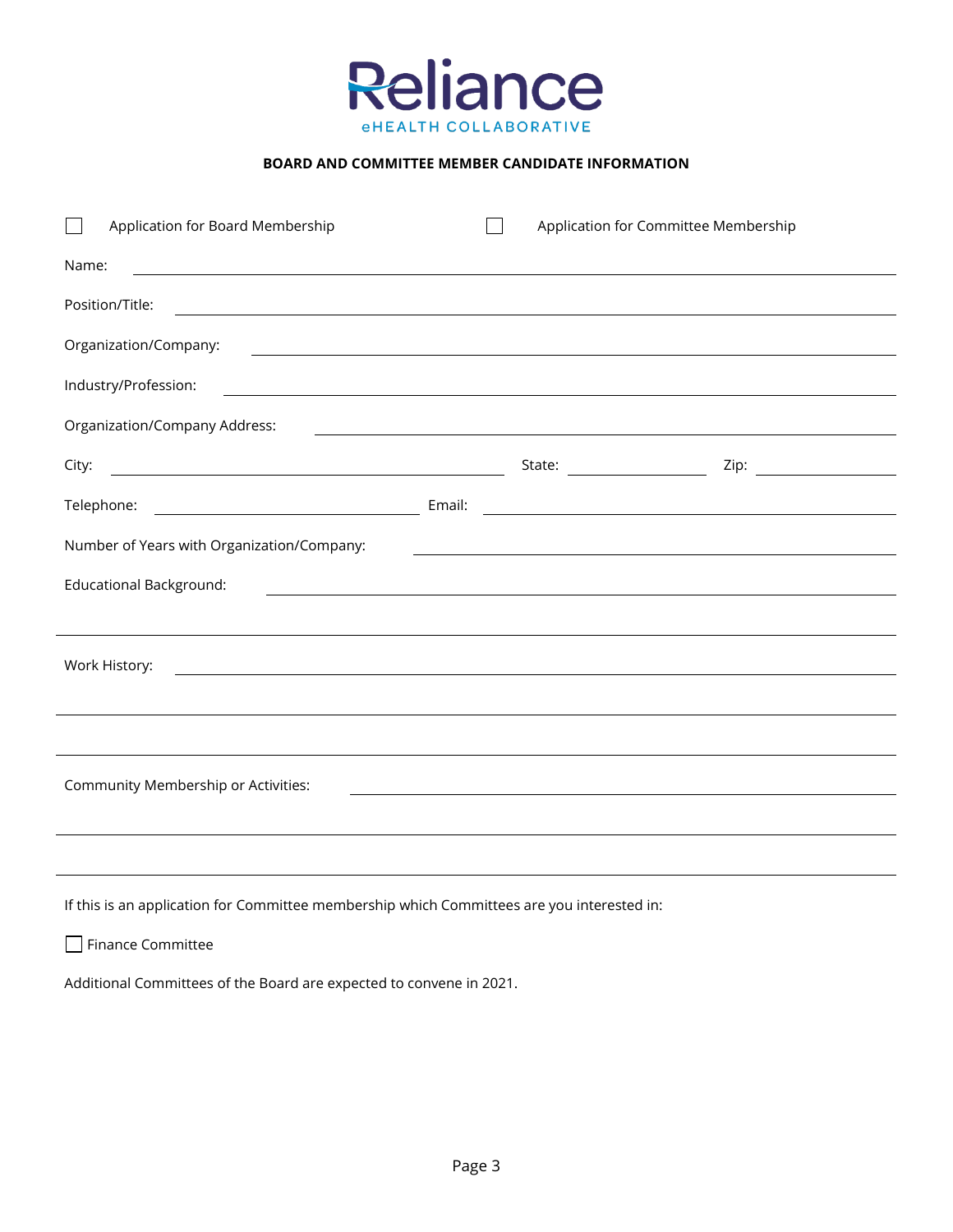Reliance
eHEALTH COLLABORATIVE

**BOARD AND COMMITTEE MEMBER CANDIDATE INFORMATION**

☐ Application for Board Membership ☐ Application for Committee Membership

Name: ______________________________________________

Position/Title: ______________________________________________

Organization/Company: ______________________________________________

Industry/Profession: ______________________________________________

Organization/Company Address: ______________________________________________

City: ____________________ State: __________ Zip: __________

Telephone: ____________________ Email: ______________________________

Number of Years with Organization/Company: ______________________________

Educational Background: ______________________________________________

______________________________________________

Work History: ______________________________________________

______________________________________________

______________________________________________

Community Membership or Activities: ______________________________________________

______________________________________________

______________________________________________

If this is an application for Committee membership which Committees are you interested in:

☐ Finance Committee

Additional Committees of the Board are expected to convene in 2021.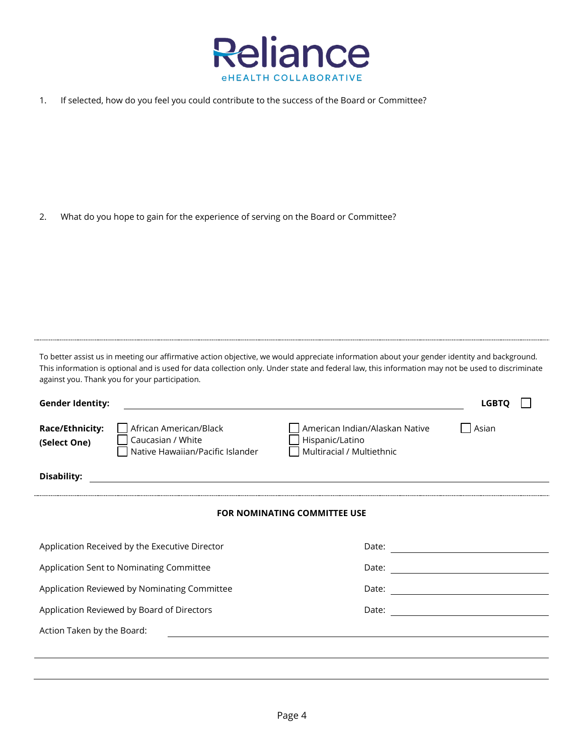Reliance

eHEALTH COLLABORATIVE

1. If selected, how do you feel you could contribute to the success of the Board or Committee?

2. What do you hope to gain for the experience of serving on the Board or Committee?

---

To better assist us in meeting our affirmative action objective, we would appreciate information about your gender identity and background. This information is optional and is used for data collection only. Under state and federal law, this information may not be used to discriminate against you. Thank you for your participation.

**Gender Identity:** ______________________________ **LGBTQ** ☐

**Race/Ethnicity: (Select One)**

☐ African American/Black
☐ Caucasian / White
☐ Native Hawaiian/Pacific Islander
☐ American Indian/Alaskan Native
☐ Hispanic/Latino
☐ Multiracial / Multiethnic
☐ Asian

**Disability:** ______________________________

---

**FOR NOMINATING COMMITTEE USE**

Application Received by the Executive Director Date: ______________

Application Sent to Nominating Committee Date: ______________

Application Reviewed by Nominating Committee Date: ______________

Application Reviewed by Board of Directors Date: ______________

Action Taken by the Board: ______________________________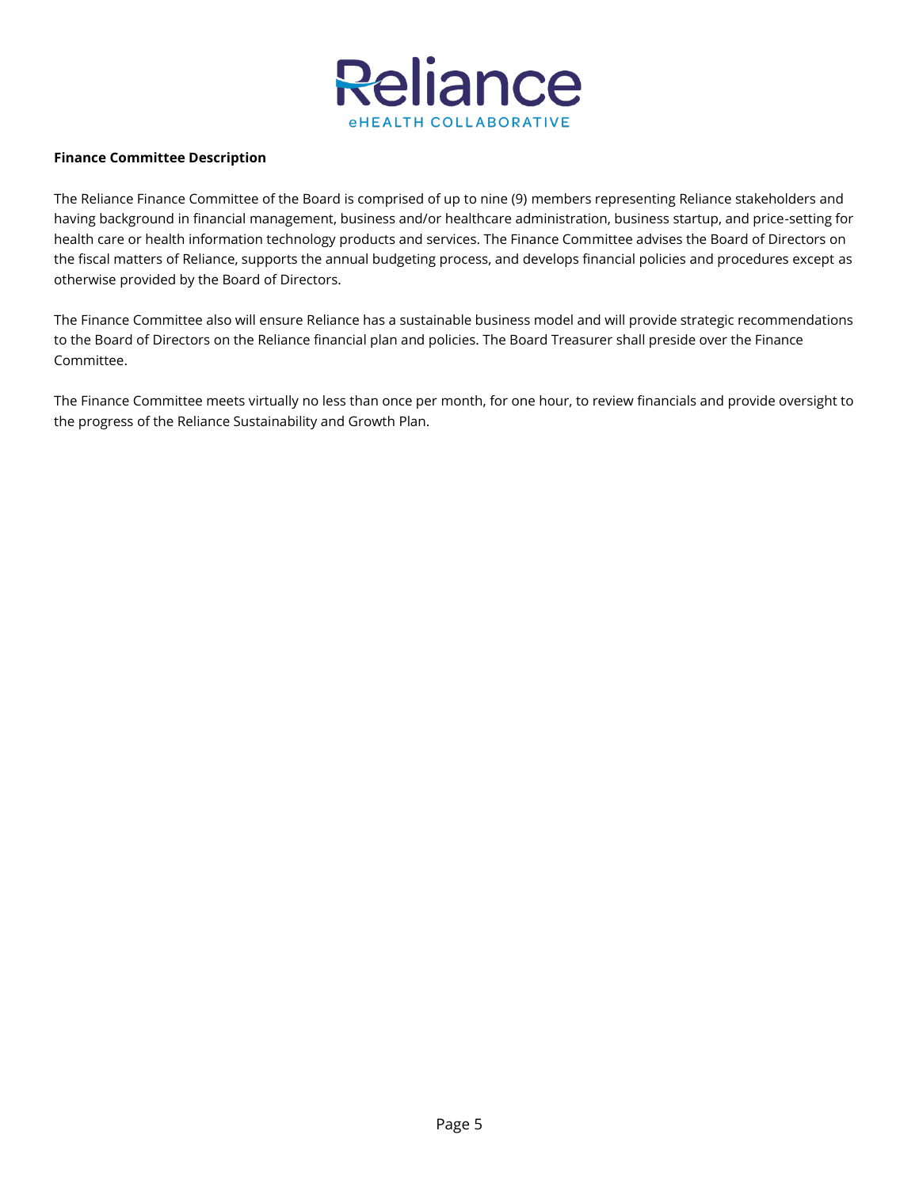**Finance Committee Description**

The Reliance Finance Committee of the Board is comprised of up to nine (9) members representing Reliance stakeholders and having background in financial management, business and/or healthcare administration, business startup, and price-setting for health care or health information technology products and services. The Finance Committee advises the Board of Directors on the fiscal matters of Reliance, supports the annual budgeting process, and develops financial policies and procedures except as otherwise provided by the Board of Directors.

The Finance Committee also will ensure Reliance has a sustainable business model and will provide strategic recommendations to the Board of Directors on the Reliance financial plan and policies. The Board Treasurer shall preside over the Finance Committee.

The Finance Committee meets virtually no less than once per month, for one hour, to review financials and provide oversight to the progress of the Reliance Sustainability and Growth Plan.